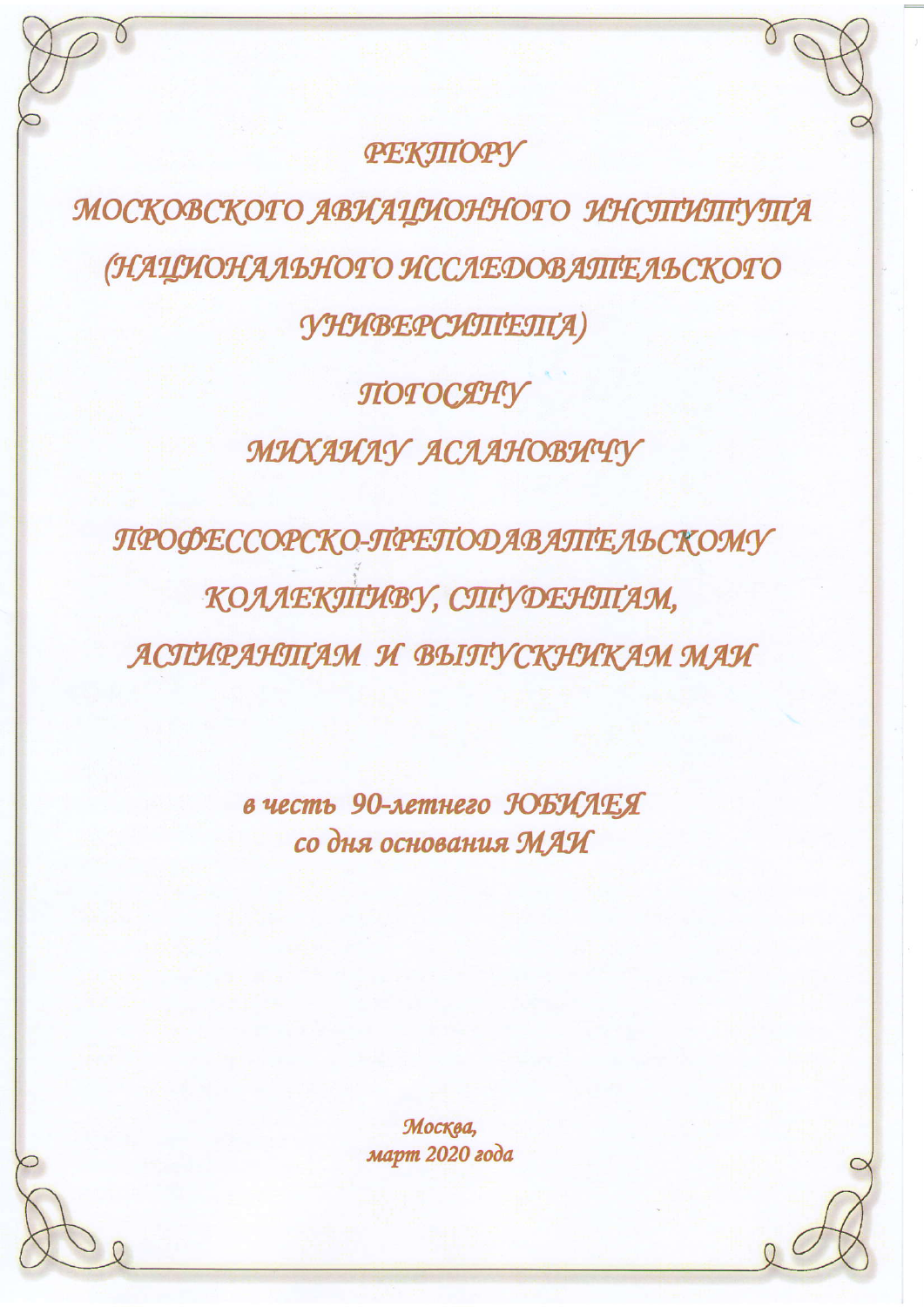РЕКТОРУ

МОСКОВСКОГО АВИАЦИОННОГО ИНСТИТУТА (НАЦИОНАЛЬНОГО ИССЛЕДОВАТЕЛЬСКОГО УНИВЕРСИТЕТА)

ПОГОСЯНУ

МИХАИЛУ АСЛАНОВИЧУ

ПРОФЕССОРСКО-ПРЕПОДАВАТЕЛЬСКОМУ КОЛЛЕКТИВУ, СТУДЕНТАМ, АСПИРАНТАМ И ВЫПУСКНИКАМ МАИ

**в честь 90-летнего ЮБИЛЕЯ со дня основания МАИ**

Москва,
март 2020 года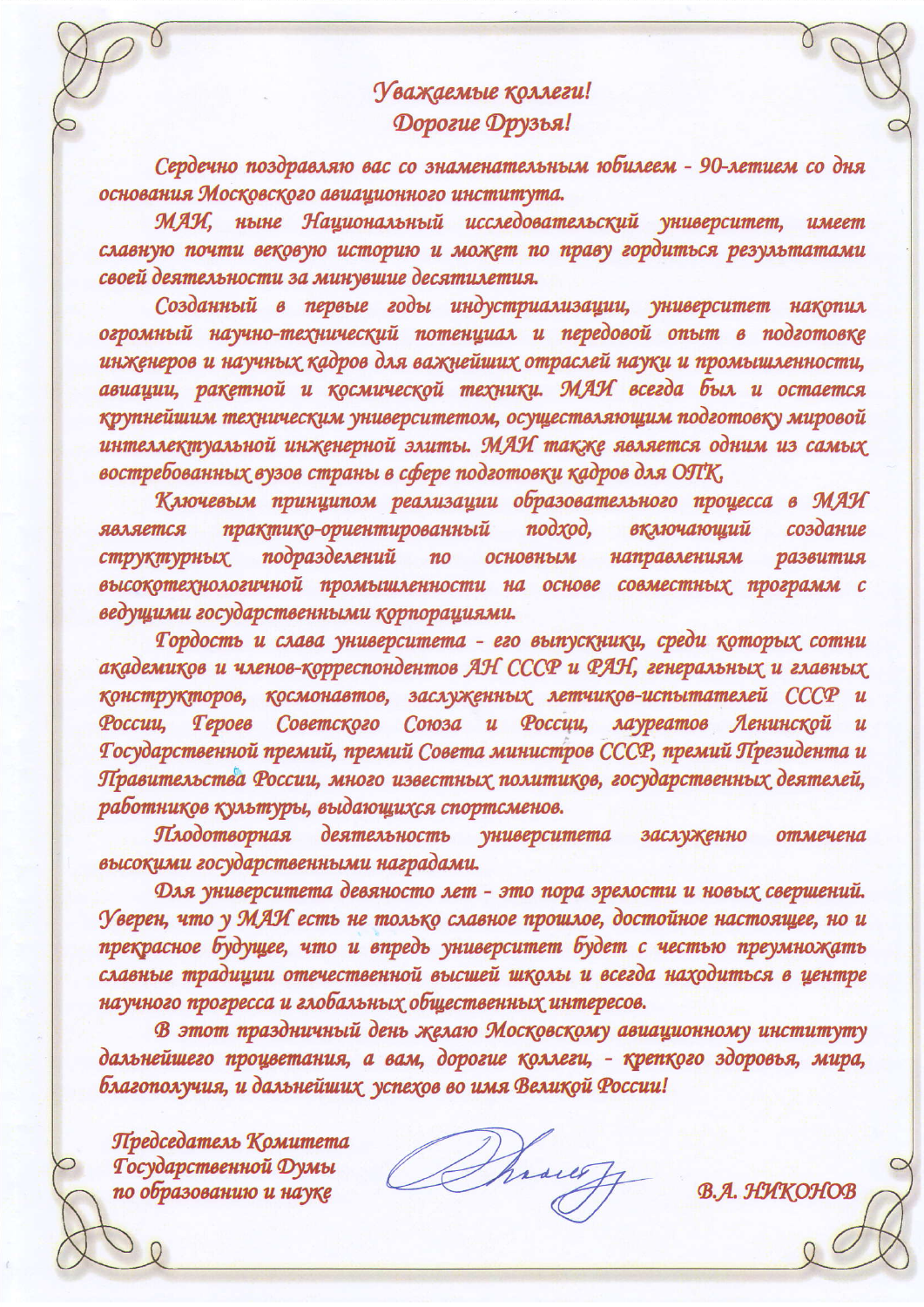*Уважаемые коллеги!*
*Дорогие Друзья!*

*Сердечно поздравляю вас со знаменательным юбилеем - 90-летием со дня основания Московского авиационного института.*

*МАИ, ныне Национальный исследовательский университет, имеет славную почти вековую историю и может по праву гордиться результатами своей деятельности за минувшие десятилетия.*

*Созданный в первые годы индустриализации, университет накопил огромный научно-технический потенциал и передовой опыт в подготовке инженеров и научных кадров для важнейших отраслей науки и промышленности, авиации, ракетной и космической техники. МАИ всегда был и остается крупнейшим техническим университетом, осуществляющим подготовку мировой интеллектуальной инженерной элиты. МАИ также является одним из самых востребованных вузов страны в сфере подготовки кадров для ОПК.*

*Ключевым принципом реализации образовательного процесса в МАИ является практико-ориентированный подход, включающий создание структурных подразделений по основным направлениям развития высокотехнологичной промышленности на основе совместных программ с ведущими государственными корпорациями.*

*Гордость и слава университета - его выпускники, среди которых сотни академиков и членов-корреспондентов АН СССР и РАН, генеральных и главных конструкторов, космонавтов, заслуженных летчиков-испытателей СССР и России, Героев Советского Союза и России, лауреатов Ленинской и Государственной премий, премий Совета министров СССР, премий Президента и Правительства России, много известных политиков, государственных деятелей, работников культуры, выдающихся спортсменов.*

*Плодотворная деятельность университета заслуженно отмечена высокими государственными наградами.*

*Для университета девяносто лет - это пора зрелости и новых свершений. Уверен, что у МАИ есть не только славное прошлое, достойное настоящее, но и прекрасное будущее, что и впредь университет будет с честью преумножать славные традиции отечественной высшей школы и всегда находиться в центре научного прогресса и глобальных общественных интересов.*

*В этот праздничный день желаю Московскому авиационному институту дальнейшего процветания, а вам, дорогие коллеги, - крепкого здоровья, мира, благополучия, и дальнейших успехов во имя Великой России!*

*Председатель Комитета*
*Государственной Думы*
*по образованию и науке*

*В.А. НИКОНОВ*